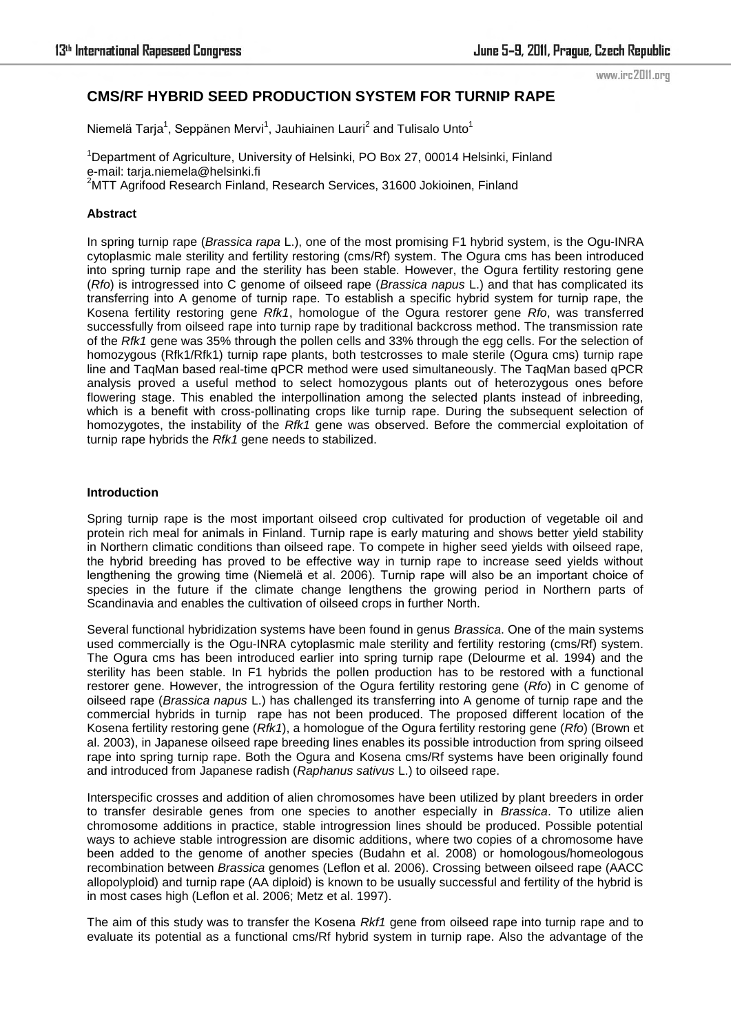# CMS/RF HYBRID SEED PRODUCTION SYSTEM FOR TURNIP RAPE

Niemelä Tarja[1], Seppänen Mervi[1], Jauhiainen Lauri[2] and Tulisalo Unto[1]

[1]Department of Agriculture, University of Helsinki, PO Box 27, 00014 Helsinki, Finland
e-mail: tarja.niemela@helsinki.fi
[2]MTT Agrifood Research Finland, Research Services, 31600 Jokioinen, Finland

### Abstract

In spring turnip rape (*Brassica rapa* L.), one of the most promising F1 hybrid system, is the Ogu-INRA cytoplasmic male sterility and fertility restoring (cms/Rf) system. The Ogura cms has been introduced into spring turnip rape and the sterility has been stable. However, the Ogura fertility restoring gene (*Rfo*) is introgressed into C genome of oilseed rape (*Brassica napus* L.) and that has complicated its transferring into A genome of turnip rape. To establish a specific hybrid system for turnip rape, the Kosena fertility restoring gene *Rfk1*, homologue of the Ogura restorer gene *Rfo*, was transferred successfully from oilseed rape into turnip rape by traditional backcross method. The transmission rate of the *Rfk1* gene was 35% through the pollen cells and 33% through the egg cells. For the selection of homozygous (Rfk1/Rfk1) turnip rape plants, both testcrosses to male sterile (Ogura cms) turnip rape line and TaqMan based real-time qPCR method were used simultaneously. The TaqMan based qPCR analysis proved a useful method to select homozygous plants out of heterozygous ones before flowering stage. This enabled the interpollination among the selected plants instead of inbreeding, which is a benefit with cross-pollinating crops like turnip rape. During the subsequent selection of homozygotes, the instability of the *Rfk1* gene was observed. Before the commercial exploitation of turnip rape hybrids the *Rfk1* gene needs to stabilized.

### Introduction

Spring turnip rape is the most important oilseed crop cultivated for production of vegetable oil and protein rich meal for animals in Finland. Turnip rape is early maturing and shows better yield stability in Northern climatic conditions than oilseed rape. To compete in higher seed yields with oilseed rape, the hybrid breeding has proved to be effective way in turnip rape to increase seed yields without lengthening the growing time (Niemelä et al. 2006). Turnip rape will also be an important choice of species in the future if the climate change lengthens the growing period in Northern parts of Scandinavia and enables the cultivation of oilseed crops in further North.

Several functional hybridization systems have been found in genus *Brassica*. One of the main systems used commercially is the Ogu-INRA cytoplasmic male sterility and fertility restoring (cms/Rf) system. The Ogura cms has been introduced earlier into spring turnip rape (Delourme et al. 1994) and the sterility has been stable. In F1 hybrids the pollen production has to be restored with a functional restorer gene. However, the introgression of the Ogura fertility restoring gene (*Rfo*) in C genome of oilseed rape (*Brassica napus* L.) has challenged its transferring into A genome of turnip rape and the commercial hybrids in turnip rape has not been produced. The proposed different location of the Kosena fertility restoring gene (*Rfk1*), a homologue of the Ogura fertility restoring gene (*Rfo*) (Brown et al. 2003), in Japanese oilseed rape breeding lines enables its possible introduction from spring oilseed rape into spring turnip rape. Both the Ogura and Kosena cms/Rf systems have been originally found and introduced from Japanese radish (*Raphanus sativus* L.) to oilseed rape.

Interspecific crosses and addition of alien chromosomes have been utilized by plant breeders in order to transfer desirable genes from one species to another especially in *Brassica*. To utilize alien chromosome additions in practice, stable introgression lines should be produced. Possible potential ways to achieve stable introgression are disomic additions, where two copies of a chromosome have been added to the genome of another species (Budahn et al. 2008) or homologous/homeologous recombination between *Brassica* genomes (Leflon et al. 2006). Crossing between oilseed rape (AACC allopolyploid) and turnip rape (AA diploid) is known to be usually successful and fertility of the hybrid is in most cases high (Leflon et al. 2006; Metz et al. 1997).

The aim of this study was to transfer the Kosena *Rkf1* gene from oilseed rape into turnip rape and to evaluate its potential as a functional cms/Rf hybrid system in turnip rape. Also the advantage of the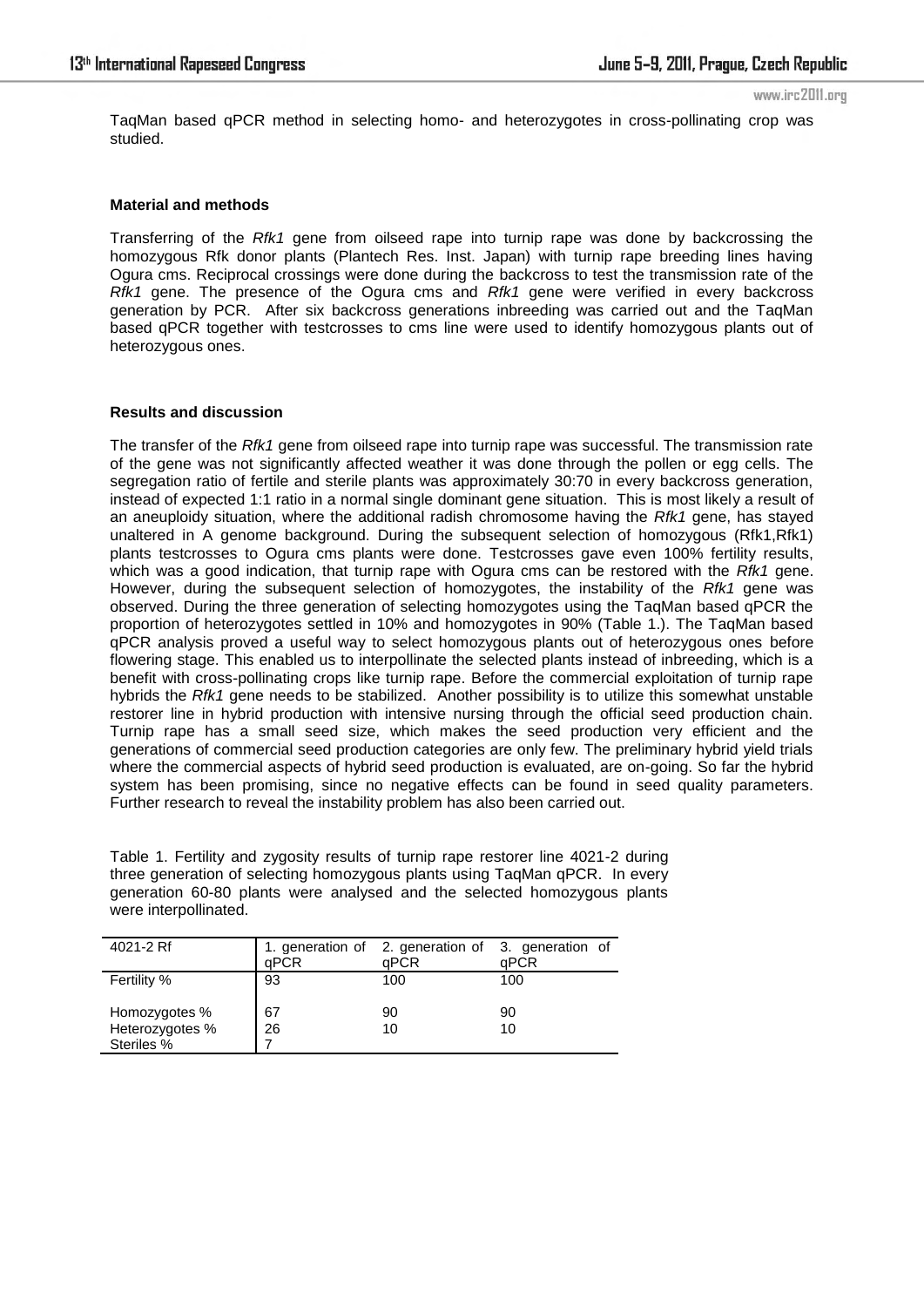TaqMan based qPCR method in selecting homo- and heterozygotes in cross-pollinating crop was studied.

### Material and methods

Transferring of the *Rfk1* gene from oilseed rape into turnip rape was done by backcrossing the homozygous Rfk donor plants (Plantech Res. Inst. Japan) with turnip rape breeding lines having Ogura cms. Reciprocal crossings were done during the backcross to test the transmission rate of the *Rfk1* gene. The presence of the Ogura cms and *Rfk1* gene were verified in every backcross generation by PCR. After six backcross generations inbreeding was carried out and the TaqMan based qPCR together with testcrosses to cms line were used to identify homozygous plants out of heterozygous ones.

### Results and discussion

The transfer of the *Rfk1* gene from oilseed rape into turnip rape was successful. The transmission rate of the gene was not significantly affected weather it was done through the pollen or egg cells. The segregation ratio of fertile and sterile plants was approximately 30:70 in every backcross generation, instead of expected 1:1 ratio in a normal single dominant gene situation. This is most likely a result of an aneuploidy situation, where the additional radish chromosome having the *Rfk1* gene, has stayed unaltered in A genome background. During the subsequent selection of homozygous (Rfk1,Rfk1) plants testcrosses to Ogura cms plants were done. Testcrosses gave even 100% fertility results, which was a good indication, that turnip rape with Ogura cms can be restored with the *Rfk1* gene. However, during the subsequent selection of homozygotes, the instability of the *Rfk1* gene was observed. During the three generation of selecting homozygotes using the TaqMan based qPCR the proportion of heterozygotes settled in 10% and homozygotes in 90% (Table 1.). The TaqMan based qPCR analysis proved a useful way to select homozygous plants out of heterozygous ones before flowering stage. This enabled us to interpollinate the selected plants instead of inbreeding, which is a benefit with cross-pollinating crops like turnip rape. Before the commercial exploitation of turnip rape hybrids the *Rfk1* gene needs to be stabilized. Another possibility is to utilize this somewhat unstable restorer line in hybrid production with intensive nursing through the official seed production chain. Turnip rape has a small seed size, which makes the seed production very efficient and the generations of commercial seed production categories are only few. The preliminary hybrid yield trials where the commercial aspects of hybrid seed production is evaluated, are on-going. So far the hybrid system has been promising, since no negative effects can be found in seed quality parameters. Further research to reveal the instability problem has also been carried out.

Table 1. Fertility and zygosity results of turnip rape restorer line 4021-2 during three generation of selecting homozygous plants using TaqMan qPCR. In every generation 60-80 plants were analysed and the selected homozygous plants were interpollinated.

| 4021-2 Rf | 1. generation of qPCR | 2. generation of qPCR | 3. generation of qPCR |
|---|---|---|---|
| Fertility % | 93 | 100 | 100 |
| Homozygotes % | 67 | 90 | 90 |
| Heterozygotes % | 26 | 10 | 10 |
| Steriles % | 7 | | |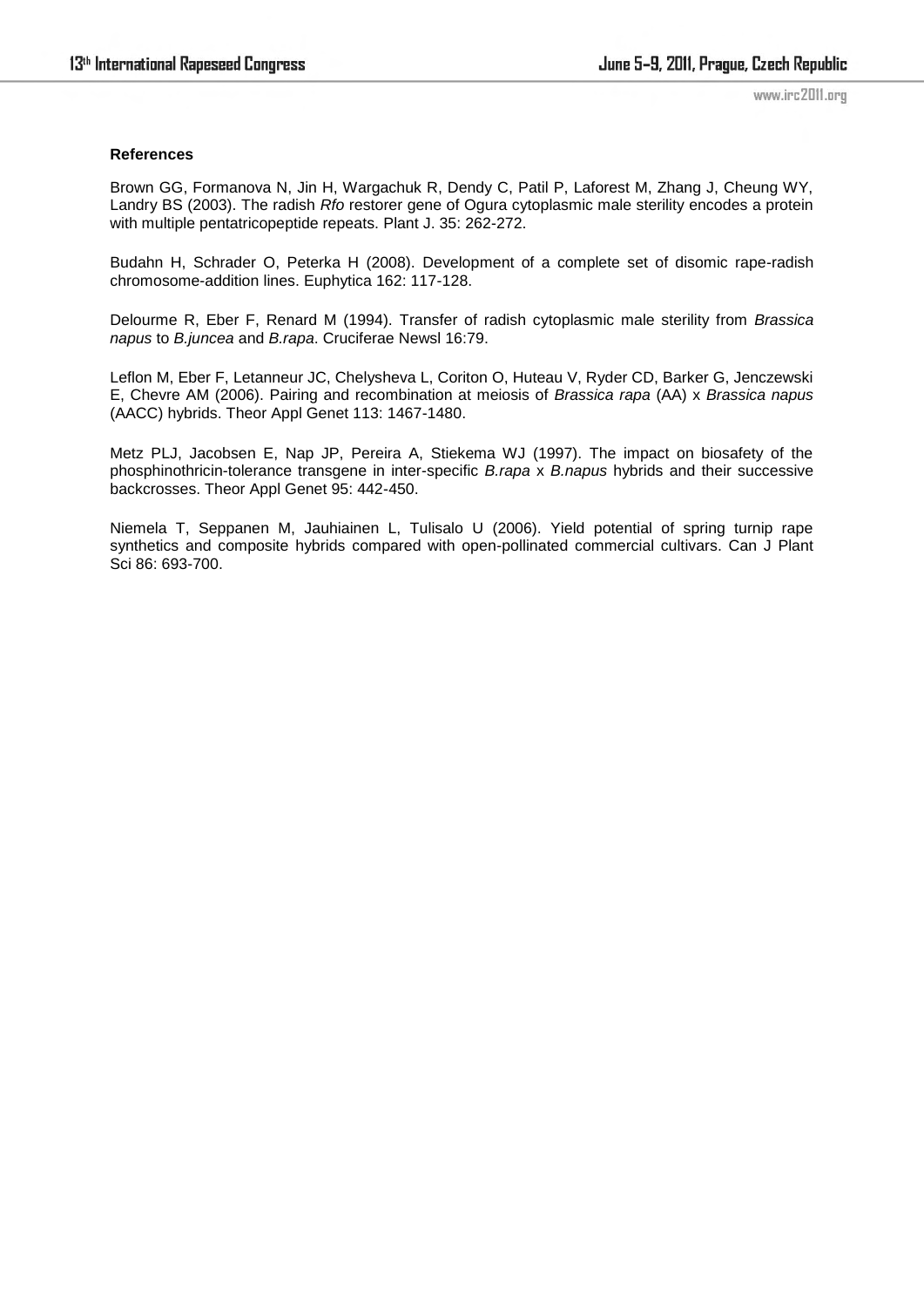**References**

Brown GG, Formanova N, Jin H, Wargachuk R, Dendy C, Patil P, Laforest M, Zhang J, Cheung WY, Landry BS (2003). The radish *Rfo* restorer gene of Ogura cytoplasmic male sterility encodes a protein with multiple pentatricopeptide repeats. Plant J. 35: 262-272.

Budahn H, Schrader O, Peterka H (2008). Development of a complete set of disomic rape-radish chromosome-addition lines. Euphytica 162: 117-128.

Delourme R, Eber F, Renard M (1994). Transfer of radish cytoplasmic male sterility from *Brassica napus* to *B.juncea* and *B.rapa*. Cruciferae Newsl 16:79.

Leflon M, Eber F, Letanneur JC, Chelysheva L, Coriton O, Huteau V, Ryder CD, Barker G, Jenczewski E, Chevre AM (2006). Pairing and recombination at meiosis of *Brassica rapa* (AA) x *Brassica napus* (AACC) hybrids. Theor Appl Genet 113: 1467-1480.

Metz PLJ, Jacobsen E, Nap JP, Pereira A, Stiekema WJ (1997). The impact on biosafety of the phosphinothricin-tolerance transgene in inter-specific *B.rapa* x *B.napus* hybrids and their successive backcrosses. Theor Appl Genet 95: 442-450.

Niemela T, Seppanen M, Jauhiainen L, Tulisalo U (2006). Yield potential of spring turnip rape synthetics and composite hybrids compared with open-pollinated commercial cultivars. Can J Plant Sci 86: 693-700.